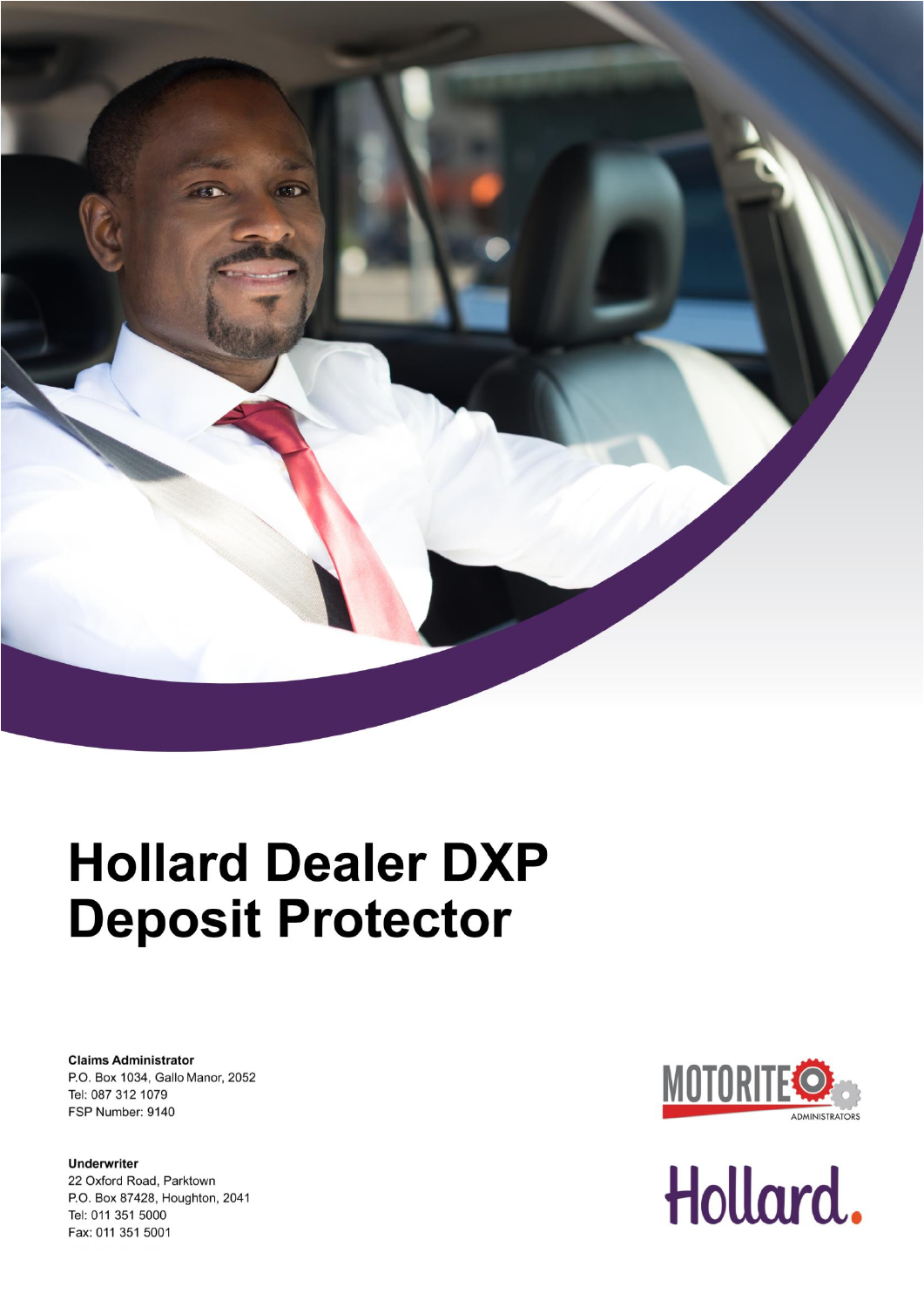# Hollard Dealer DXP Deposit Protector

**Claims Administrator**
P.O. Box 1034, Gallo Manor, 2052
Tel: 087 312 1079
FSP Number: 9140

**Underwriter**
22 Oxford Road, Parktown
P.O. Box 87428, Houghton, 2041
Tel: 011 351 5000
Fax: 011 351 5001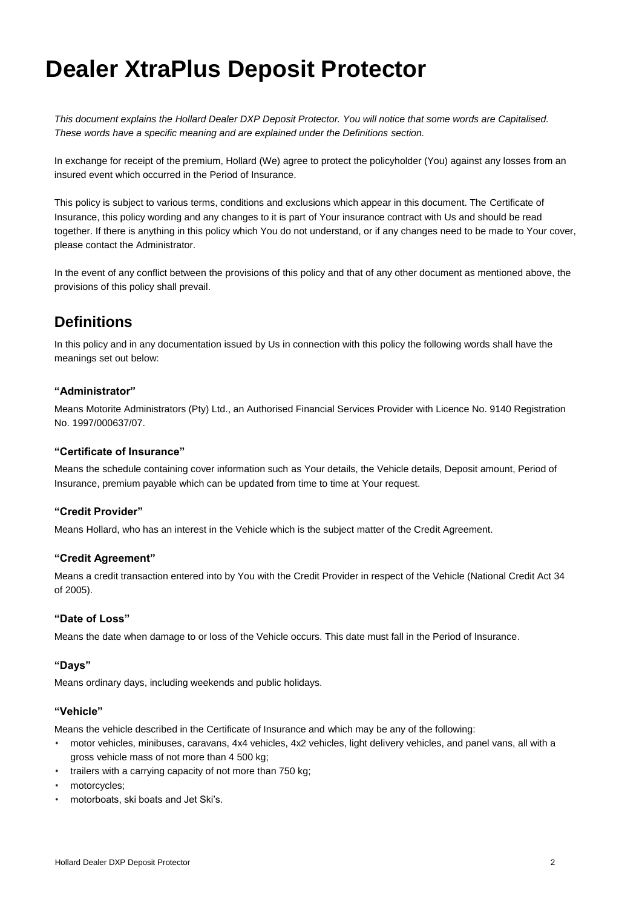# Dealer XtraPlus Deposit Protector

*This document explains the Hollard Dealer DXP Deposit Protector. You will notice that some words are Capitalised. These words have a specific meaning and are explained under the Definitions section.*

In exchange for receipt of the premium, Hollard (We) agree to protect the policyholder (You) against any losses from an insured event which occurred in the Period of Insurance.

This policy is subject to various terms, conditions and exclusions which appear in this document. The Certificate of Insurance, this policy wording and any changes to it is part of Your insurance contract with Us and should be read together. If there is anything in this policy which You do not understand, or if any changes need to be made to Your cover, please contact the Administrator.

In the event of any conflict between the provisions of this policy and that of any other document as mentioned above, the provisions of this policy shall prevail.

## Definitions

In this policy and in any documentation issued by Us in connection with this policy the following words shall have the meanings set out below:

### "Administrator"

Means Motorite Administrators (Pty) Ltd., an Authorised Financial Services Provider with Licence No. 9140 Registration No. 1997/000637/07.

### "Certificate of Insurance"

Means the schedule containing cover information such as Your details, the Vehicle details, Deposit amount, Period of Insurance, premium payable which can be updated from time to time at Your request.

### "Credit Provider"

Means Hollard, who has an interest in the Vehicle which is the subject matter of the Credit Agreement.

### "Credit Agreement"

Means a credit transaction entered into by You with the Credit Provider in respect of the Vehicle (National Credit Act 34 of 2005).

### "Date of Loss"

Means the date when damage to or loss of the Vehicle occurs. This date must fall in the Period of Insurance.

### "Days"

Means ordinary days, including weekends and public holidays.

### "Vehicle"

Means the vehicle described in the Certificate of Insurance and which may be any of the following:

- motor vehicles, minibuses, caravans, 4x4 vehicles, 4x2 vehicles, light delivery vehicles, and panel vans, all with a gross vehicle mass of not more than 4 500 kg;
- trailers with a carrying capacity of not more than 750 kg;
- motorcycles;
- motorboats, ski boats and Jet Ski's.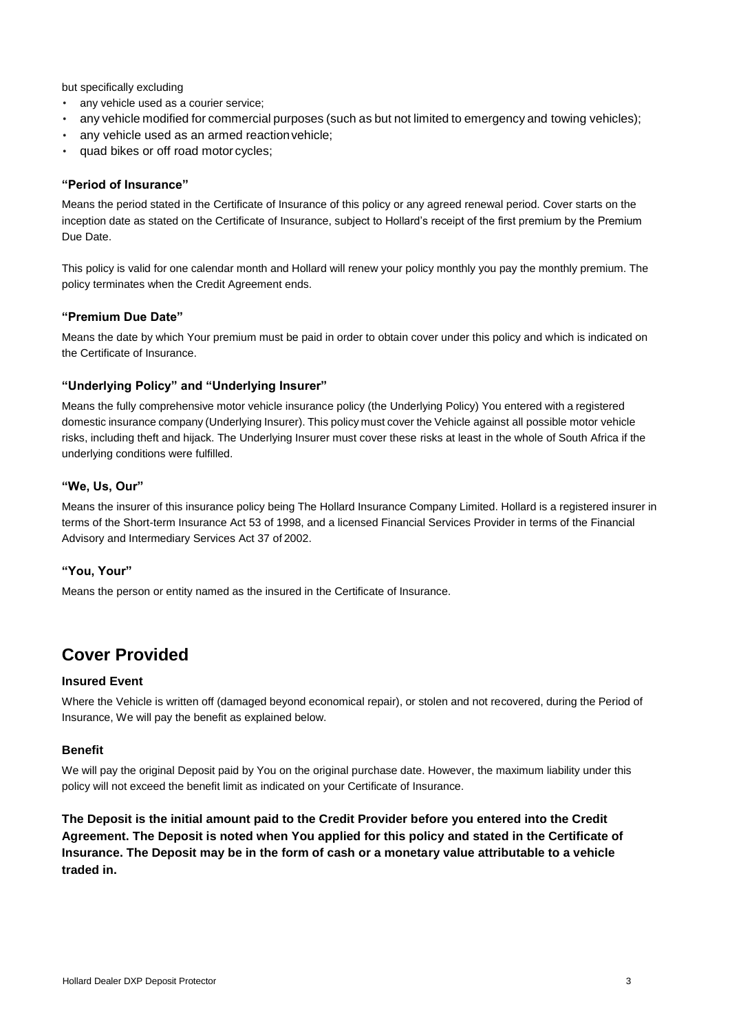but specifically excluding

- any vehicle used as a courier service;
- any vehicle modified for commercial purposes (such as but not limited to emergency and towing vehicles);
- any vehicle used as an armed reaction vehicle;
- quad bikes or off road motor cycles;

### "Period of Insurance"

Means the period stated in the Certificate of Insurance of this policy or any agreed renewal period. Cover starts on the inception date as stated on the Certificate of Insurance, subject to Hollard's receipt of the first premium by the Premium Due Date.

This policy is valid for one calendar month and Hollard will renew your policy monthly you pay the monthly premium. The policy terminates when the Credit Agreement ends.

### "Premium Due Date"

Means the date by which Your premium must be paid in order to obtain cover under this policy and which is indicated on the Certificate of Insurance.

### "Underlying Policy" and "Underlying Insurer"

Means the fully comprehensive motor vehicle insurance policy (the Underlying Policy) You entered with a registered domestic insurance company (Underlying Insurer). This policy must cover the Vehicle against all possible motor vehicle risks, including theft and hijack. The Underlying Insurer must cover these risks at least in the whole of South Africa if the underlying conditions were fulfilled.

### "We, Us, Our"

Means the insurer of this insurance policy being The Hollard Insurance Company Limited. Hollard is a registered insurer in terms of the Short-term Insurance Act 53 of 1998, and a licensed Financial Services Provider in terms of the Financial Advisory and Intermediary Services Act 37 of 2002.

### "You, Your"

Means the person or entity named as the insured in the Certificate of Insurance.

## Cover Provided

### Insured Event

Where the Vehicle is written off (damaged beyond economical repair), or stolen and not recovered, during the Period of Insurance, We will pay the benefit as explained below.

### Benefit

We will pay the original Deposit paid by You on the original purchase date. However, the maximum liability under this policy will not exceed the benefit limit as indicated on your Certificate of Insurance.

**The Deposit is the initial amount paid to the Credit Provider before you entered into the Credit Agreement. The Deposit is noted when You applied for this policy and stated in the Certificate of Insurance. The Deposit may be in the form of cash or a monetary value attributable to a vehicle traded in.**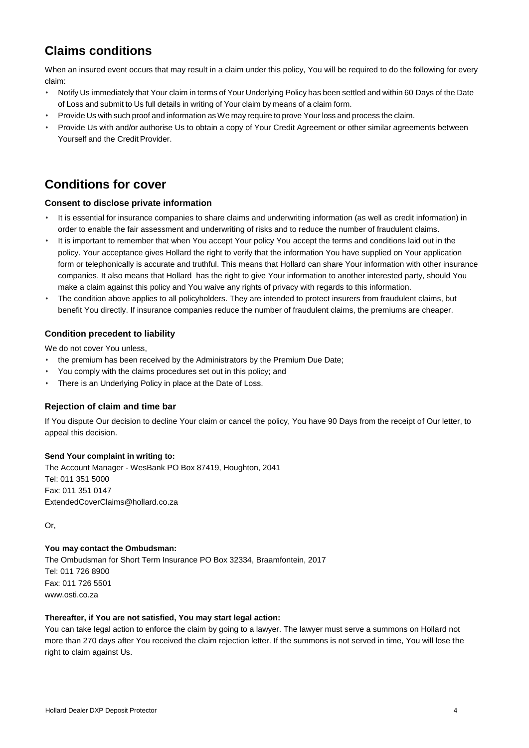## Claims conditions

When an insured event occurs that may result in a claim under this policy, You will be required to do the following for every claim:

- Notify Us immediately that Your claim in terms of Your Underlying Policy has been settled and within 60 Days of the Date of Loss and submit to Us full details in writing of Your claim by means of a claim form.
- Provide Us with such proof and information as We may require to prove Your loss and process the claim.
- Provide Us with and/or authorise Us to obtain a copy of Your Credit Agreement or other similar agreements between Yourself and the Credit Provider.

## Conditions for cover

### Consent to disclose private information

- It is essential for insurance companies to share claims and underwriting information (as well as credit information) in order to enable the fair assessment and underwriting of risks and to reduce the number of fraudulent claims.
- It is important to remember that when You accept Your policy You accept the terms and conditions laid out in the policy. Your acceptance gives Hollard the right to verify that the information You have supplied on Your application form or telephonically is accurate and truthful. This means that Hollard can share Your information with other insurance companies. It also means that Hollard has the right to give Your information to another interested party, should You make a claim against this policy and You waive any rights of privacy with regards to this information.
- The condition above applies to all policyholders. They are intended to protect insurers from fraudulent claims, but benefit You directly. If insurance companies reduce the number of fraudulent claims, the premiums are cheaper.

### Condition precedent to liability

We do not cover You unless,

- the premium has been received by the Administrators by the Premium Due Date;
- You comply with the claims procedures set out in this policy; and
- There is an Underlying Policy in place at the Date of Loss.

### Rejection of claim and time bar

If You dispute Our decision to decline Your claim or cancel the policy, You have 90 Days from the receipt of Our letter, to appeal this decision.

**Send Your complaint in writing to:**

The Account Manager - WesBank PO Box 87419, Houghton, 2041
Tel: 011 351 5000
Fax: 011 351 0147
ExtendedCoverClaims@hollard.co.za

Or,

**You may contact the Ombudsman:**

The Ombudsman for Short Term Insurance PO Box 32334, Braamfontein, 2017
Tel: 011 726 8900
Fax: 011 726 5501
www.osti.co.za

**Thereafter, if You are not satisfied, You may start legal action:**

You can take legal action to enforce the claim by going to a lawyer. The lawyer must serve a summons on Hollard not more than 270 days after You received the claim rejection letter. If the summons is not served in time, You will lose the right to claim against Us.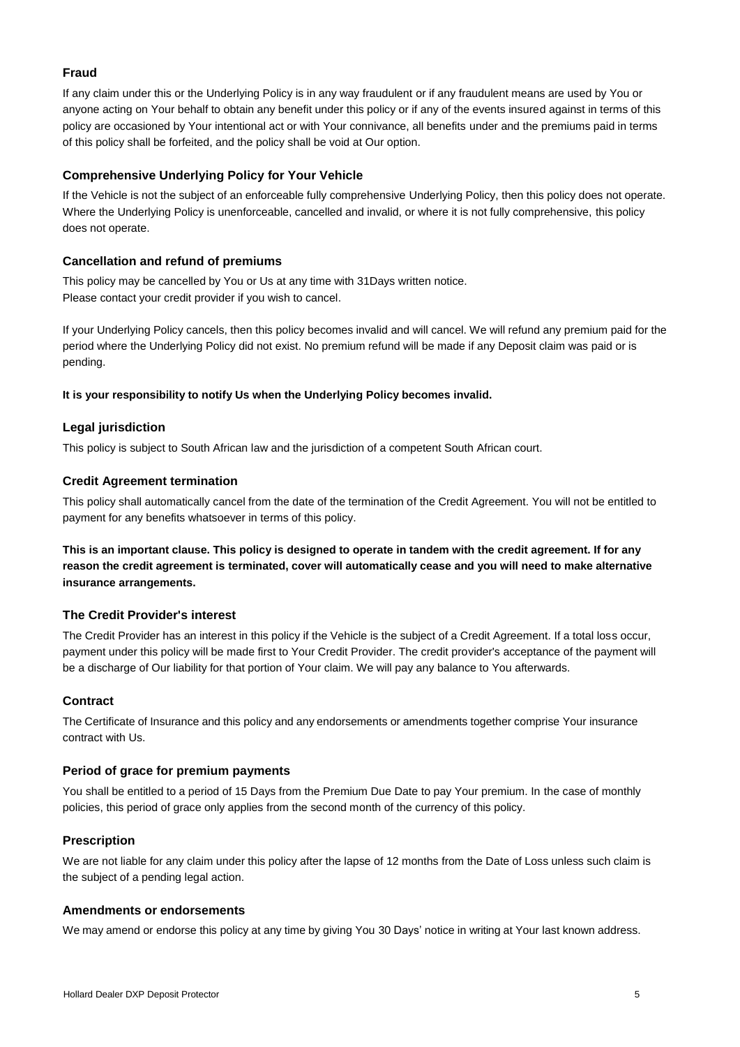### Fraud

If any claim under this or the Underlying Policy is in any way fraudulent or if any fraudulent means are used by You or anyone acting on Your behalf to obtain any benefit under this policy or if any of the events insured against in terms of this policy are occasioned by Your intentional act or with Your connivance, all benefits under and the premiums paid in terms of this policy shall be forfeited, and the policy shall be void at Our option.

### Comprehensive Underlying Policy for Your Vehicle

If the Vehicle is not the subject of an enforceable fully comprehensive Underlying Policy, then this policy does not operate. Where the Underlying Policy is unenforceable, cancelled and invalid, or where it is not fully comprehensive, this policy does not operate.

### Cancellation and refund of premiums

This policy may be cancelled by You or Us at any time with 31Days written notice.
Please contact your credit provider if you wish to cancel.

If your Underlying Policy cancels, then this policy becomes invalid and will cancel. We will refund any premium paid for the period where the Underlying Policy did not exist. No premium refund will be made if any Deposit claim was paid or is pending.

**It is your responsibility to notify Us when the Underlying Policy becomes invalid.**

### Legal jurisdiction

This policy is subject to South African law and the jurisdiction of a competent South African court.

### Credit Agreement termination

This policy shall automatically cancel from the date of the termination of the Credit Agreement. You will not be entitled to payment for any benefits whatsoever in terms of this policy.

**This is an important clause. This policy is designed to operate in tandem with the credit agreement. If for any reason the credit agreement is terminated, cover will automatically cease and you will need to make alternative insurance arrangements.**

### The Credit Provider's interest

The Credit Provider has an interest in this policy if the Vehicle is the subject of a Credit Agreement. If a total loss occur, payment under this policy will be made first to Your Credit Provider. The credit provider's acceptance of the payment will be a discharge of Our liability for that portion of Your claim. We will pay any balance to You afterwards.

### Contract

The Certificate of Insurance and this policy and any endorsements or amendments together comprise Your insurance contract with Us.

### Period of grace for premium payments

You shall be entitled to a period of 15 Days from the Premium Due Date to pay Your premium. In the case of monthly policies, this period of grace only applies from the second month of the currency of this policy.

### Prescription

We are not liable for any claim under this policy after the lapse of 12 months from the Date of Loss unless such claim is the subject of a pending legal action.

### Amendments or endorsements

We may amend or endorse this policy at any time by giving You 30 Days' notice in writing at Your last known address.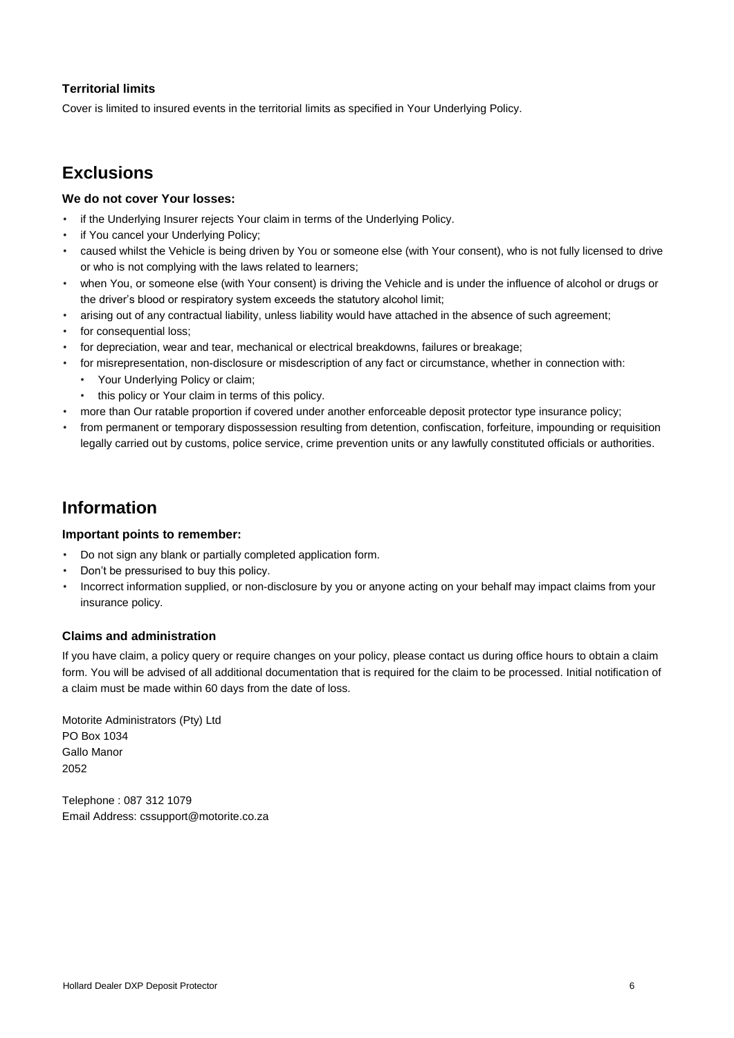### Territorial limits

Cover is limited to insured events in the territorial limits as specified in Your Underlying Policy.

## Exclusions

### We do not cover Your losses:

- if the Underlying Insurer rejects Your claim in terms of the Underlying Policy.
- if You cancel your Underlying Policy;
- caused whilst the Vehicle is being driven by You or someone else (with Your consent), who is not fully licensed to drive or who is not complying with the laws related to learners;
- when You, or someone else (with Your consent) is driving the Vehicle and is under the influence of alcohol or drugs or the driver's blood or respiratory system exceeds the statutory alcohol limit;
- arising out of any contractual liability, unless liability would have attached in the absence of such agreement;
- for consequential loss;
- for depreciation, wear and tear, mechanical or electrical breakdowns, failures or breakage;
- for misrepresentation, non-disclosure or misdescription of any fact or circumstance, whether in connection with:
  - Your Underlying Policy or claim;
  - this policy or Your claim in terms of this policy.
- more than Our ratable proportion if covered under another enforceable deposit protector type insurance policy;
- from permanent or temporary dispossession resulting from detention, confiscation, forfeiture, impounding or requisition legally carried out by customs, police service, crime prevention units or any lawfully constituted officials or authorities.

## Information

### Important points to remember:

- Do not sign any blank or partially completed application form.
- Don't be pressurised to buy this policy.
- Incorrect information supplied, or non-disclosure by you or anyone acting on your behalf may impact claims from your insurance policy.

### Claims and administration

If you have claim, a policy query or require changes on your policy, please contact us during office hours to obtain a claim form. You will be advised of all additional documentation that is required for the claim to be processed. Initial notification of a claim must be made within 60 days from the date of loss.

Motorite Administrators (Pty) Ltd
PO Box 1034
Gallo Manor
2052

Telephone : 087 312 1079
Email Address: cssupport@motorite.co.za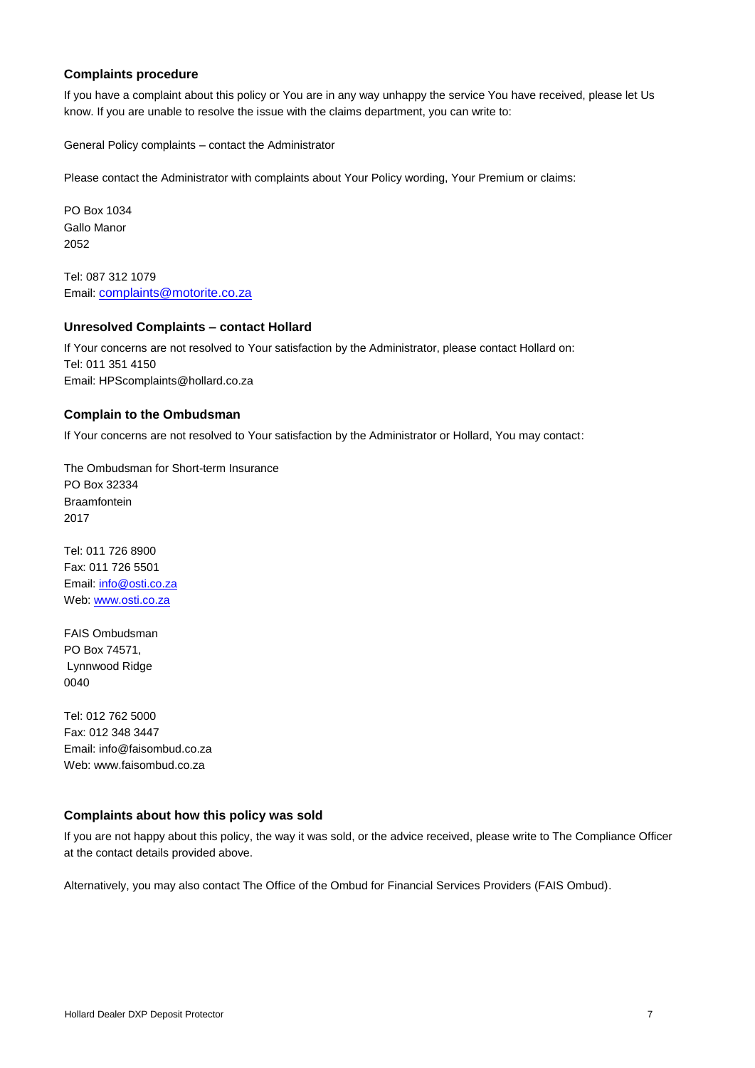### Complaints procedure

If you have a complaint about this policy or You are in any way unhappy the service You have received, please let Us know. If you are unable to resolve the issue with the claims department, you can write to:

General Policy complaints – contact the Administrator

Please contact the Administrator with complaints about Your Policy wording, Your Premium or claims:

PO Box 1034  
Gallo Manor  
2052

Tel: 087 312 1079  
Email: complaints@motorite.co.za

### Unresolved Complaints – contact Hollard

If Your concerns are not resolved to Your satisfaction by the Administrator, please contact Hollard on:  
Tel: 011 351 4150  
Email: HPScomplaints@hollard.co.za

### Complain to the Ombudsman

If Your concerns are not resolved to Your satisfaction by the Administrator or Hollard, You may contact:

The Ombudsman for Short-term Insurance  
PO Box 32334  
Braamfontein  
2017

Tel: 011 726 8900  
Fax: 011 726 5501  
Email: info@osti.co.za  
Web: www.osti.co.za

FAIS Ombudsman  
PO Box 74571,  
Lynnwood Ridge  
0040

Tel: 012 762 5000  
Fax: 012 348 3447  
Email: info@faisombud.co.za  
Web: www.faisombud.co.za

### Complaints about how this policy was sold

If you are not happy about this policy, the way it was sold, or the advice received, please write to The Compliance Officer at the contact details provided above.

Alternatively, you may also contact The Office of the Ombud for Financial Services Providers (FAIS Ombud).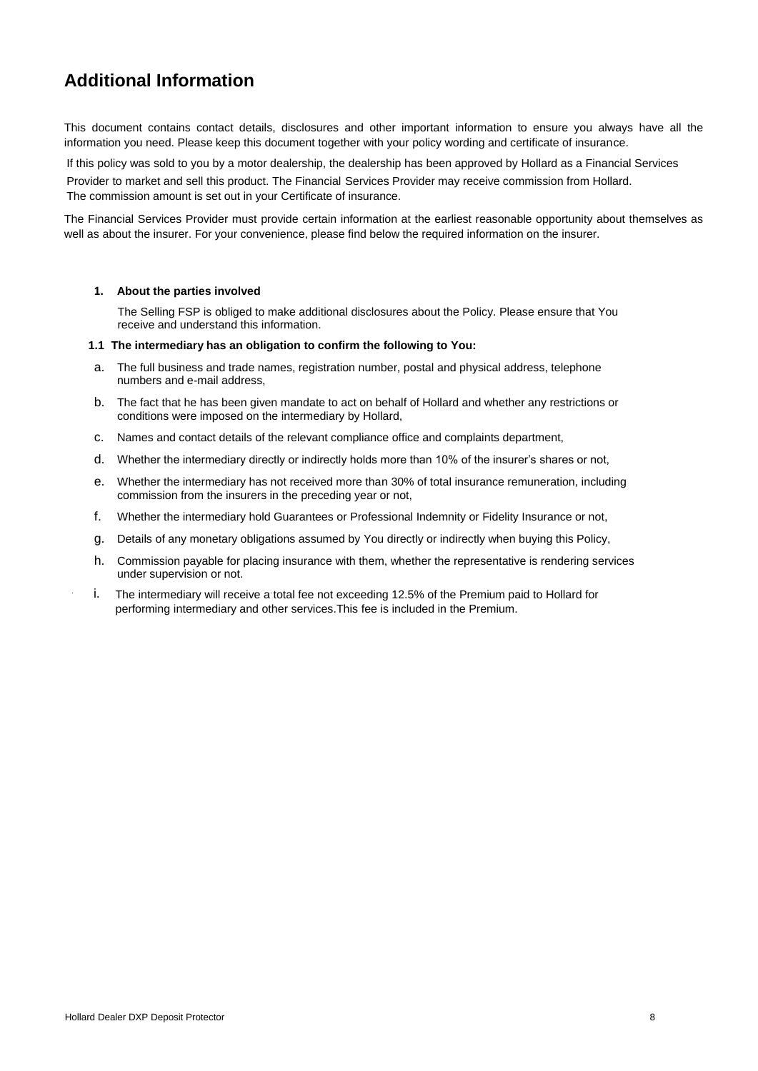# Additional Information

This document contains contact details, disclosures and other important information to ensure you always have all the information you need. Please keep this document together with your policy wording and certificate of insurance.

If this policy was sold to you by a motor dealership, the dealership has been approved by Hollard as a Financial Services Provider to market and sell this product. The Financial Services Provider may receive commission from Hollard. The commission amount is set out in your Certificate of insurance.

The Financial Services Provider must provide certain information at the earliest reasonable opportunity about themselves as well as about the insurer. For your convenience, please find below the required information on the insurer.

**1. About the parties involved**

The Selling FSP is obliged to make additional disclosures about the Policy. Please ensure that You receive and understand this information.

**1.1 The intermediary has an obligation to confirm the following to You:**

a. The full business and trade names, registration number, postal and physical address, telephone numbers and e-mail address,

b. The fact that he has been given mandate to act on behalf of Hollard and whether any restrictions or conditions were imposed on the intermediary by Hollard,

c. Names and contact details of the relevant compliance office and complaints department,

d. Whether the intermediary directly or indirectly holds more than 10% of the insurer's shares or not,

e. Whether the intermediary has not received more than 30% of total insurance remuneration, including commission from the insurers in the preceding year or not,

f. Whether the intermediary hold Guarantees or Professional Indemnity or Fidelity Insurance or not,

g. Details of any monetary obligations assumed by You directly or indirectly when buying this Policy,

h. Commission payable for placing insurance with them, whether the representative is rendering services under supervision or not.

i. The intermediary will receive a total fee not exceeding 12.5% of the Premium paid to Hollard for performing intermediary and other services.This fee is included in the Premium.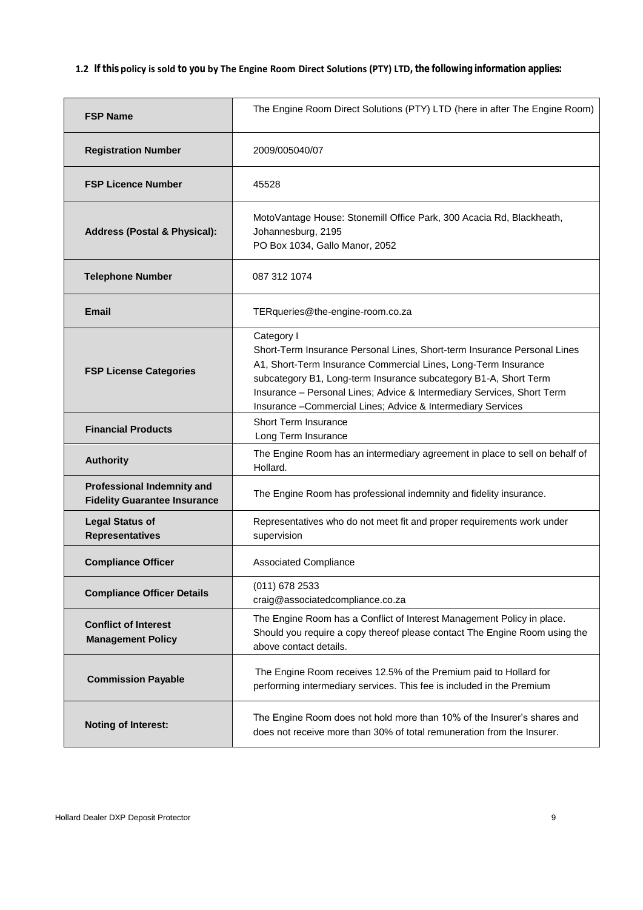### 1.2 If this policy is sold to you by The Engine Room Direct Solutions (PTY) LTD, the following information applies:

| | |
|---|---|
| **FSP Name** | The Engine Room Direct Solutions (PTY) LTD (here in after The Engine Room) |
| **Registration Number** | 2009/005040/07 |
| **FSP Licence Number** | 45528 |
| **Address (Postal & Physical):** | MotoVantage House: Stonemill Office Park, 300 Acacia Rd, Blackheath, Johannesburg, 2195<br>PO Box 1034, Gallo Manor, 2052 |
| **Telephone Number** | 087 312 1074 |
| **Email** | TERqueries@the-engine-room.co.za |
| **FSP License Categories** | Category I<br>Short-Term Insurance Personal Lines, Short-term Insurance Personal Lines A1, Short-Term Insurance Commercial Lines, Long-Term Insurance subcategory B1, Long-term Insurance subcategory B1-A, Short Term Insurance – Personal Lines; Advice & Intermediary Services, Short Term Insurance –Commercial Lines; Advice & Intermediary Services |
| **Financial Products** | Short Term Insurance<br>Long Term Insurance |
| **Authority** | The Engine Room has an intermediary agreement in place to sell on behalf of Hollard. |
| **Professional Indemnity and Fidelity Guarantee Insurance** | The Engine Room has professional indemnity and fidelity insurance. |
| **Legal Status of Representatives** | Representatives who do not meet fit and proper requirements work under supervision |
| **Compliance Officer** | Associated Compliance |
| **Compliance Officer Details** | (011) 678 2533<br>craig@associatedcompliance.co.za |
| **Conflict of Interest Management Policy** | The Engine Room has a Conflict of Interest Management Policy in place. Should you require a copy thereof please contact The Engine Room using the above contact details. |
| **Commission Payable** | The Engine Room receives 12.5% of the Premium paid to Hollard for performing intermediary services. This fee is included in the Premium |
| **Noting of Interest:** | The Engine Room does not hold more than 10% of the Insurer's shares and does not receive more than 30% of total remuneration from the Insurer. |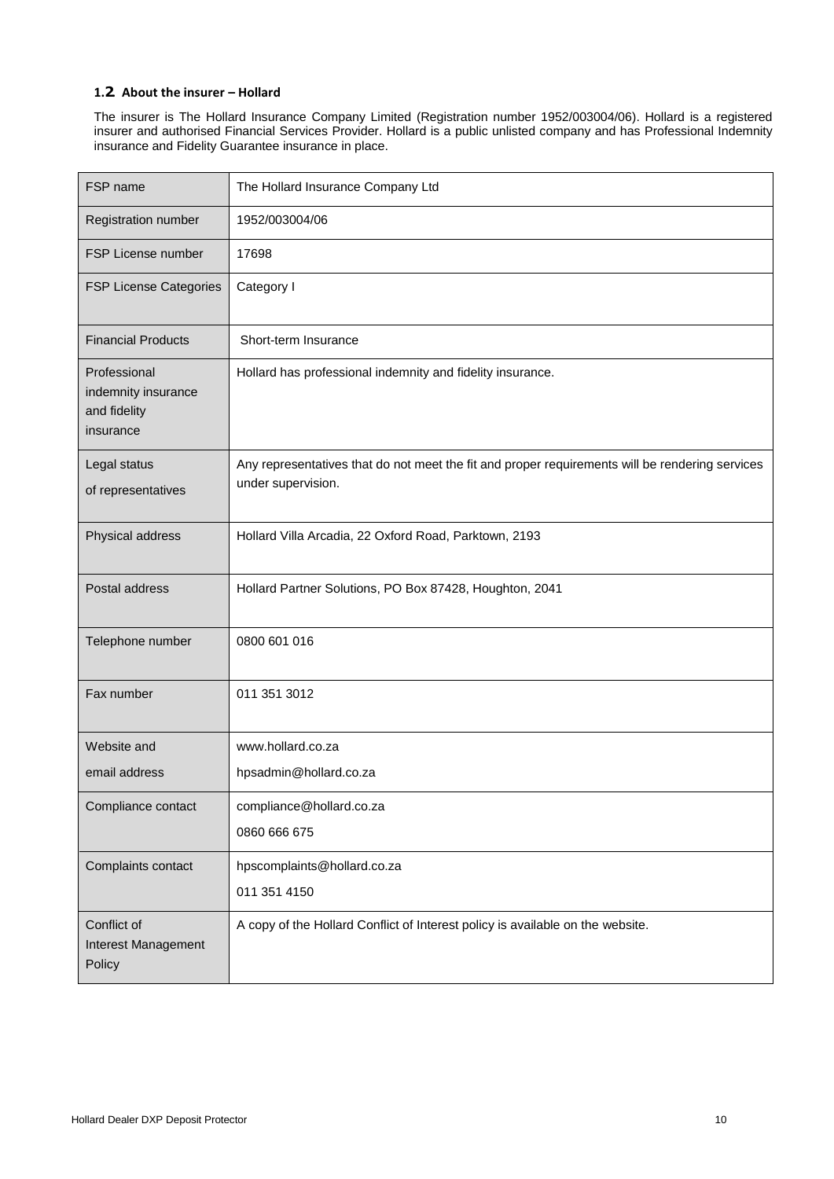### 1.2 About the insurer – Hollard

The insurer is The Hollard Insurance Company Limited (Registration number 1952/003004/06). Hollard is a registered insurer and authorised Financial Services Provider. Hollard is a public unlisted company and has Professional Indemnity insurance and Fidelity Guarantee insurance in place.

| FSP name | The Hollard Insurance Company Ltd |
|---|---|
| Registration number | 1952/003004/06 |
| FSP License number | 17698 |
| FSP License Categories | Category I |
| Financial Products | Short-term Insurance |
| Professional indemnity insurance and fidelity insurance | Hollard has professional indemnity and fidelity insurance. |
| Legal status of representatives | Any representatives that do not meet the fit and proper requirements will be rendering services under supervision. |
| Physical address | Hollard Villa Arcadia, 22 Oxford Road, Parktown, 2193 |
| Postal address | Hollard Partner Solutions, PO Box 87428, Houghton, 2041 |
| Telephone number | 0800 601 016 |
| Fax number | 011 351 3012 |
| Website and email address | www.hollard.co.za<br>hpsadmin@hollard.co.za |
| Compliance contact | compliance@hollard.co.za<br>0860 666 675 |
| Complaints contact | hpscomplaints@hollard.co.za<br>011 351 4150 |
| Conflict of Interest Management Policy | A copy of the Hollard Conflict of Interest policy is available on the website. |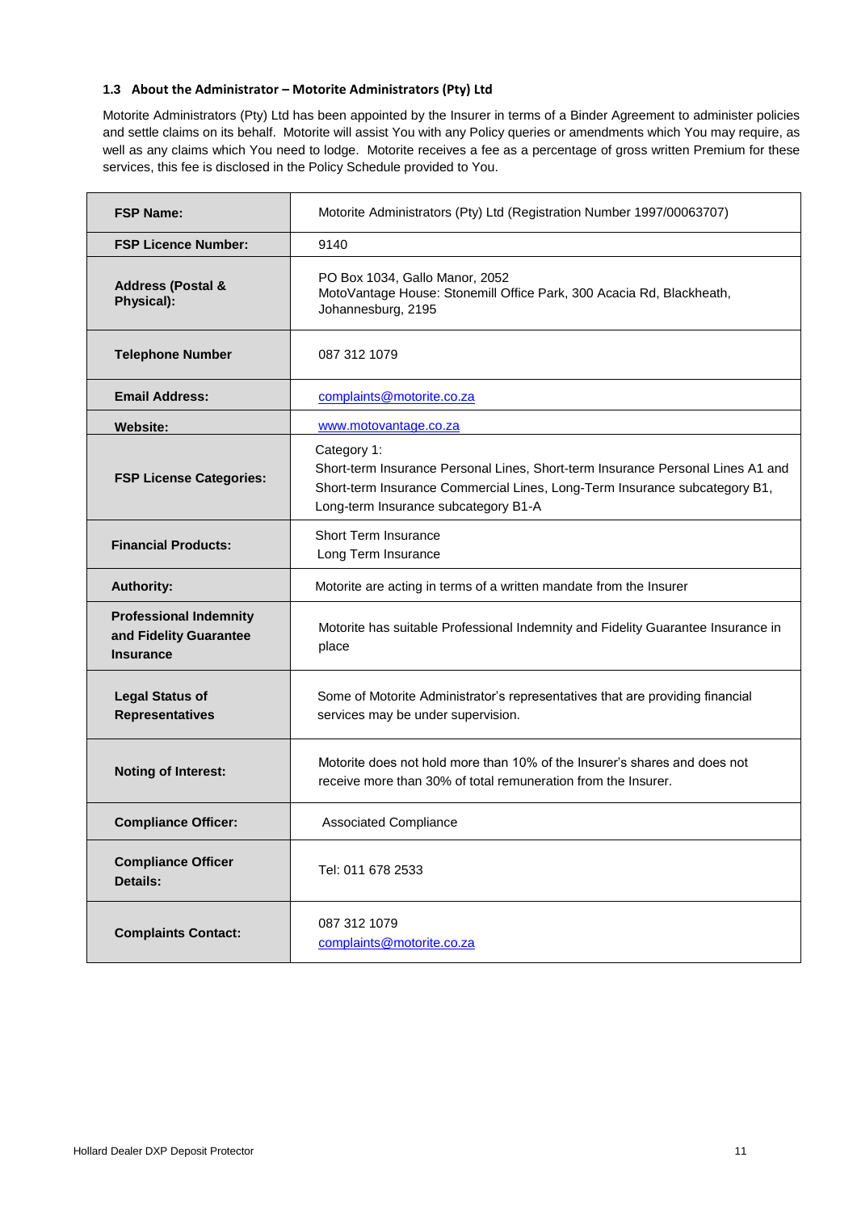### 1.3 About the Administrator – Motorite Administrators (Pty) Ltd

Motorite Administrators (Pty) Ltd has been appointed by the Insurer in terms of a Binder Agreement to administer policies and settle claims on its behalf. Motorite will assist You with any Policy queries or amendments which You may require, as well as any claims which You need to lodge. Motorite receives a fee as a percentage of gross written Premium for these services, this fee is disclosed in the Policy Schedule provided to You.

| | |
|---|---|
| **FSP Name:** | Motorite Administrators (Pty) Ltd (Registration Number 1997/00063707) |
| **FSP Licence Number:** | 9140 |
| **Address (Postal & Physical):** | PO Box 1034, Gallo Manor, 2052<br>MotoVantage House: Stonemill Office Park, 300 Acacia Rd, Blackheath, Johannesburg, 2195 |
| **Telephone Number** | 087 312 1079 |
| **Email Address:** | complaints@motorite.co.za |
| **Website:** | www.motovantage.co.za |
| **FSP License Categories:** | Category 1:<br>Short-term Insurance Personal Lines, Short-term Insurance Personal Lines A1 and Short-term Insurance Commercial Lines, Long-Term Insurance subcategory B1, Long-term Insurance subcategory B1-A |
| **Financial Products:** | Short Term Insurance<br>Long Term Insurance |
| **Authority:** | Motorite are acting in terms of a written mandate from the Insurer |
| **Professional Indemnity and Fidelity Guarantee Insurance** | Motorite has suitable Professional Indemnity and Fidelity Guarantee Insurance in place |
| **Legal Status of Representatives** | Some of Motorite Administrator's representatives that are providing financial services may be under supervision. |
| **Noting of Interest:** | Motorite does not hold more than 10% of the Insurer's shares and does not receive more than 30% of total remuneration from the Insurer. |
| **Compliance Officer:** | Associated Compliance |
| **Compliance Officer Details:** | Tel: 011 678 2533 |
| **Complaints Contact:** | 087 312 1079<br>complaints@motorite.co.za |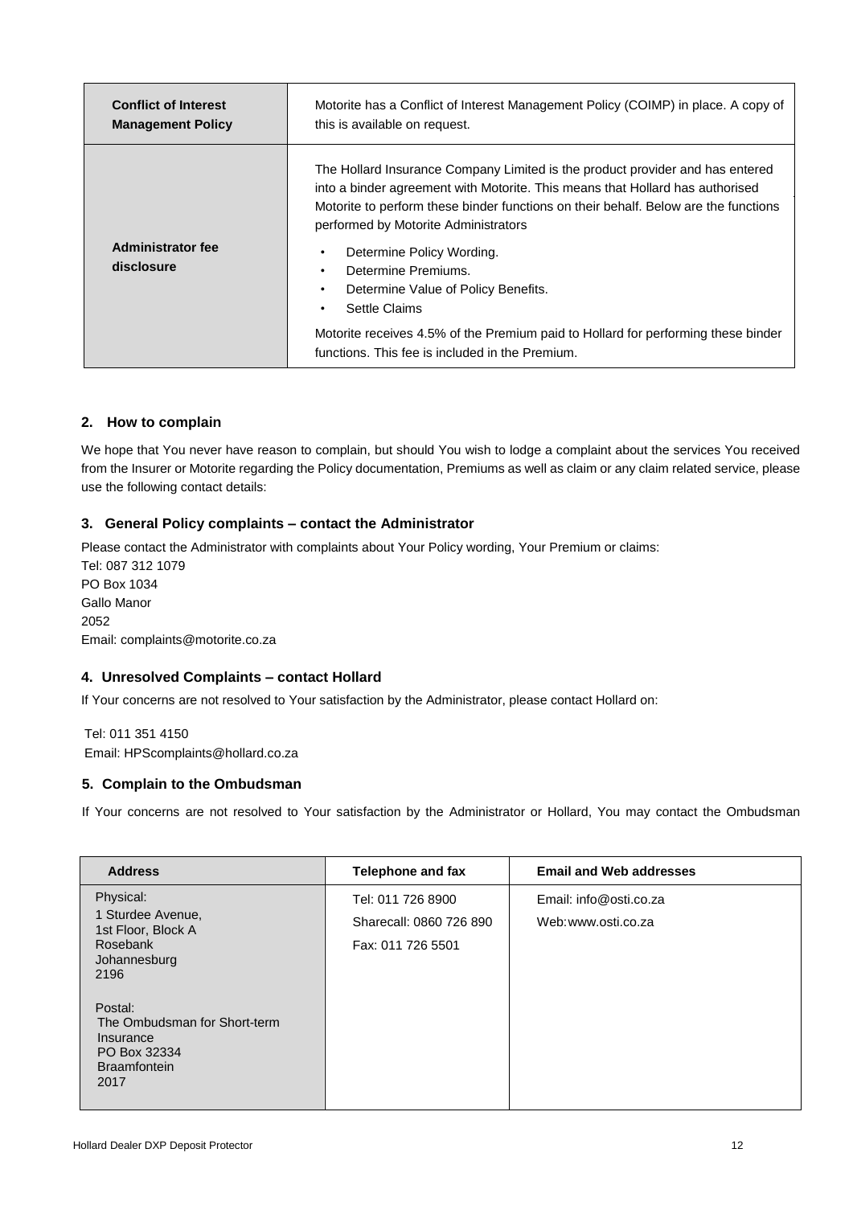| Conflict of Interest Management Policy | Motorite has a Conflict of Interest Management Policy (COIMP) in place. A copy of this is available on request. |
|---|---|
| **Administrator fee disclosure** | The Hollard Insurance Company Limited is the product provider and has entered into a binder agreement with Motorite. This means that Hollard has authorised Motorite to perform these binder functions on their behalf. Below are the functions performed by Motorite Administrators<br>• Determine Policy Wording.<br>• Determine Premiums.<br>• Determine Value of Policy Benefits.<br>• Settle Claims<br>Motorite receives 4.5% of the Premium paid to Hollard for performing these binder functions. This fee is included in the Premium. |

## 2. How to complain

We hope that You never have reason to complain, but should You wish to lodge a complaint about the services You received from the Insurer or Motorite regarding the Policy documentation, Premiums as well as claim or any claim related service, please use the following contact details:

## 3. General Policy complaints – contact the Administrator

Please contact the Administrator with complaints about Your Policy wording, Your Premium or claims:
Tel: 087 312 1079
PO Box 1034
Gallo Manor
2052
Email: complaints@motorite.co.za

## 4. Unresolved Complaints – contact Hollard

If Your concerns are not resolved to Your satisfaction by the Administrator, please contact Hollard on:

Tel: 011 351 4150
Email: HPScomplaints@hollard.co.za

## 5. Complain to the Ombudsman

If Your concerns are not resolved to Your satisfaction by the Administrator or Hollard, You may contact the Ombudsman

| Address | Telephone and fax | Email and Web addresses |
|---|---|---|
| Physical:<br>1 Sturdee Avenue,<br>1st Floor, Block A<br>Rosebank<br>Johannesburg<br>2196<br><br>Postal:<br>The Ombudsman for Short-term Insurance<br>PO Box 32334<br>Braamfontein<br>2017 | Tel: 011 726 8900<br>Sharecall: 0860 726 890<br>Fax: 011 726 5501 | Email: info@osti.co.za<br>Web: www.osti.co.za |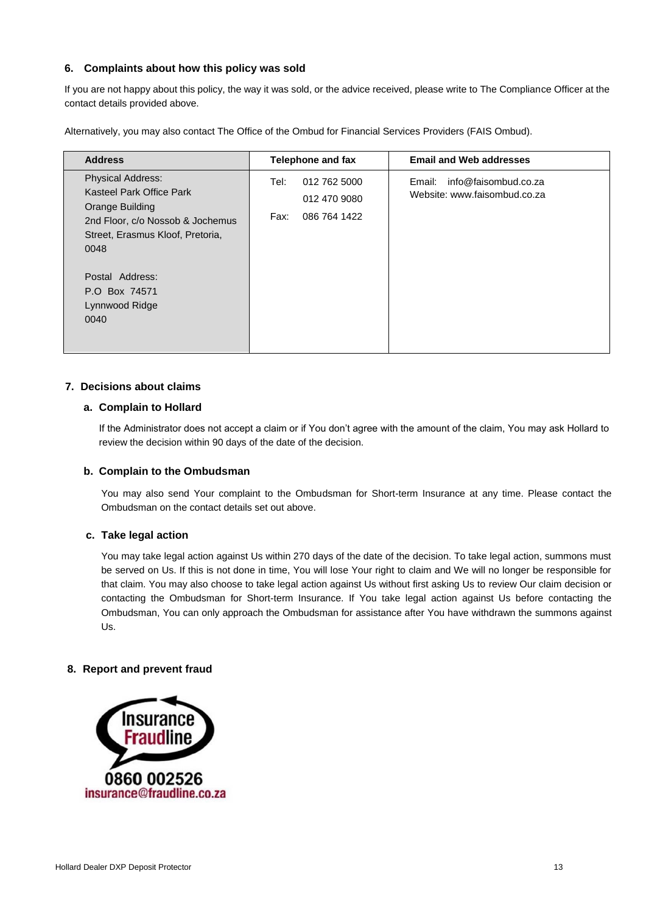## 6. Complaints about how this policy was sold

If you are not happy about this policy, the way it was sold, or the advice received, please write to The Compliance Officer at the contact details provided above.

Alternatively, you may also contact The Office of the Ombud for Financial Services Providers (FAIS Ombud).

| Address | Telephone and fax | Email and Web addresses |
|---|---|---|
| Physical Address:<br>Kasteel Park Office Park<br>Orange Building<br>2nd Floor, c/o Nossob & Jochemus Street, Erasmus Kloof, Pretoria, 0048<br><br>Postal Address:<br>P.O Box 74571<br>Lynnwood Ridge<br>0040 | Tel: 012 762 5000<br>012 470 9080<br>Fax: 086 764 1422 | Email: info@faisombud.co.za<br>Website: www.faisombud.co.za |

## 7. Decisions about claims

### a. Complain to Hollard

If the Administrator does not accept a claim or if You don't agree with the amount of the claim, You may ask Hollard to review the decision within 90 days of the date of the decision.

### b. Complain to the Ombudsman

You may also send Your complaint to the Ombudsman for Short-term Insurance at any time. Please contact the Ombudsman on the contact details set out above.

### c. Take legal action

You may take legal action against Us within 270 days of the date of the decision. To take legal action, summons must be served on Us. If this is not done in time, You will lose Your right to claim and We will no longer be responsible for that claim. You may also choose to take legal action against Us without first asking Us to review Our claim decision or contacting the Ombudsman for Short-term Insurance. If You take legal action against Us before contacting the Ombudsman, You can only approach the Ombudsman for assistance after You have withdrawn the summons against Us.

## 8. Report and prevent fraud

Insurance Fraudline

0860 002526

insurance@fraudline.co.za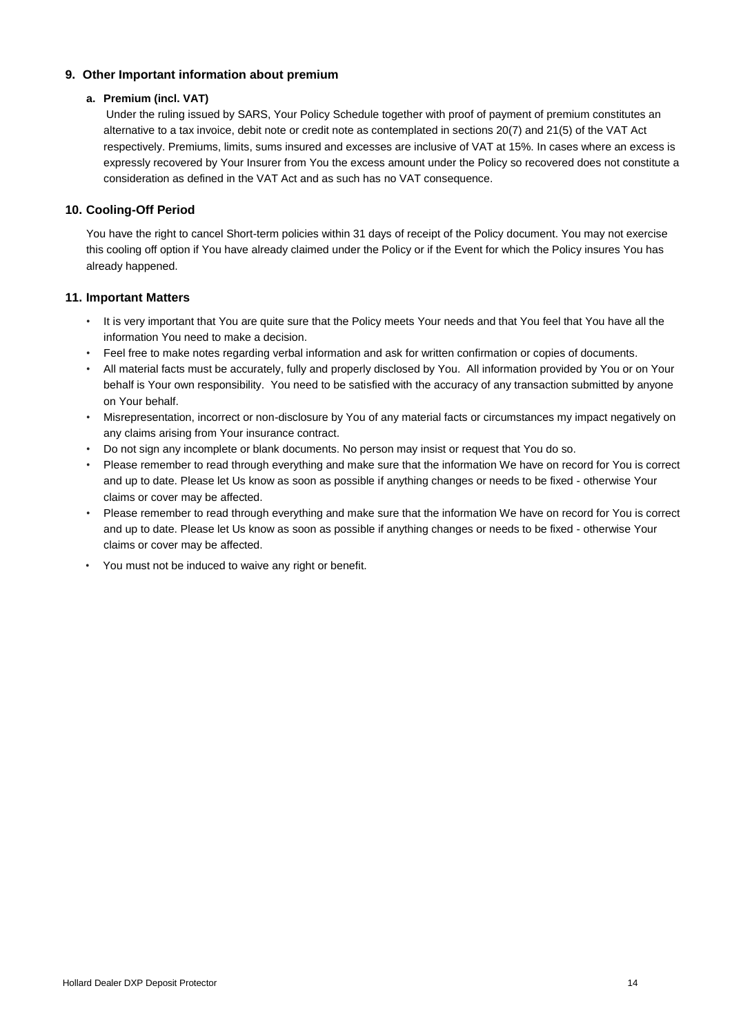## 9. Other Important information about premium

### a. Premium (incl. VAT)

Under the ruling issued by SARS, Your Policy Schedule together with proof of payment of premium constitutes an alternative to a tax invoice, debit note or credit note as contemplated in sections 20(7) and 21(5) of the VAT Act respectively. Premiums, limits, sums insured and excesses are inclusive of VAT at 15%. In cases where an excess is expressly recovered by Your Insurer from You the excess amount under the Policy so recovered does not constitute a consideration as defined in the VAT Act and as such has no VAT consequence.

## 10. Cooling-Off Period

You have the right to cancel Short-term policies within 31 days of receipt of the Policy document. You may not exercise this cooling off option if You have already claimed under the Policy or if the Event for which the Policy insures You has already happened.

## 11. Important Matters

- It is very important that You are quite sure that the Policy meets Your needs and that You feel that You have all the information You need to make a decision.
- Feel free to make notes regarding verbal information and ask for written confirmation or copies of documents.
- All material facts must be accurately, fully and properly disclosed by You. All information provided by You or on Your behalf is Your own responsibility. You need to be satisfied with the accuracy of any transaction submitted by anyone on Your behalf.
- Misrepresentation, incorrect or non-disclosure by You of any material facts or circumstances my impact negatively on any claims arising from Your insurance contract.
- Do not sign any incomplete or blank documents. No person may insist or request that You do so.
- Please remember to read through everything and make sure that the information We have on record for You is correct and up to date. Please let Us know as soon as possible if anything changes or needs to be fixed - otherwise Your claims or cover may be affected.
- Please remember to read through everything and make sure that the information We have on record for You is correct and up to date. Please let Us know as soon as possible if anything changes or needs to be fixed - otherwise Your claims or cover may be affected.
- You must not be induced to waive any right or benefit.